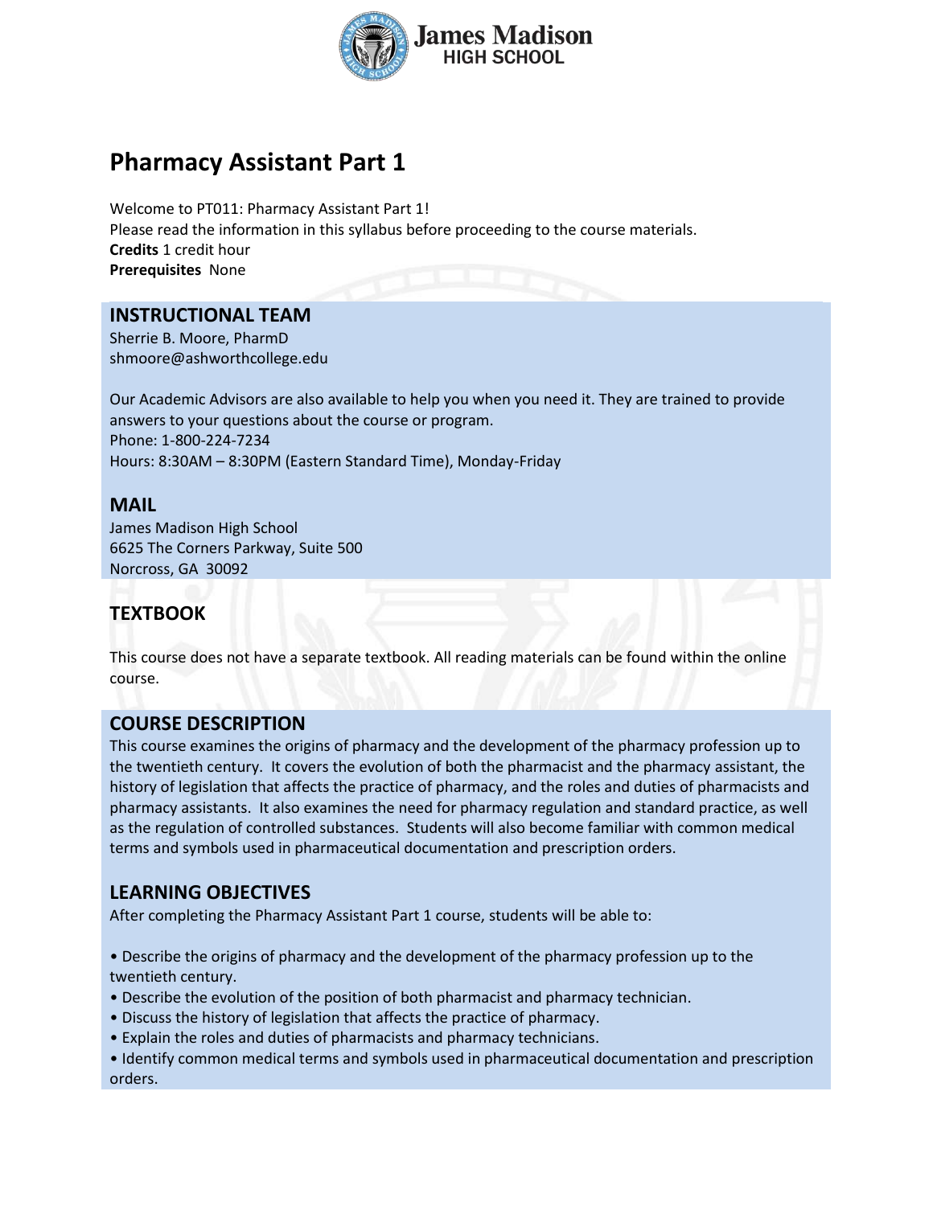# Pharmacy Assistant Part 1

Welcome to PT011: Pharmacy Assistant Part 1!
Please read the information in this syllabus before proceeding to the course materials.
**Credits** 1 credit hour
**Prerequisites** None

## INSTRUCTIONAL TEAM

Sherrie B. Moore, PharmD
shmoore@ashworthcollege.edu

Our Academic Advisors are also available to help you when you need it. They are trained to provide answers to your questions about the course or program.
Phone: 1-800-224-7234
Hours: 8:30AM – 8:30PM (Eastern Standard Time), Monday-Friday

## MAIL

James Madison High School
6625 The Corners Parkway, Suite 500
Norcross, GA 30092

## TEXTBOOK

This course does not have a separate textbook. All reading materials can be found within the online course.

## COURSE DESCRIPTION

This course examines the origins of pharmacy and the development of the pharmacy profession up to the twentieth century. It covers the evolution of both the pharmacist and the pharmacy assistant, the history of legislation that affects the practice of pharmacy, and the roles and duties of pharmacists and pharmacy assistants. It also examines the need for pharmacy regulation and standard practice, as well as the regulation of controlled substances. Students will also become familiar with common medical terms and symbols used in pharmaceutical documentation and prescription orders.

## LEARNING OBJECTIVES

After completing the Pharmacy Assistant Part 1 course, students will be able to:

- Describe the origins of pharmacy and the development of the pharmacy profession up to the twentieth century.
- Describe the evolution of the position of both pharmacist and pharmacy technician.
- Discuss the history of legislation that affects the practice of pharmacy.
- Explain the roles and duties of pharmacists and pharmacy technicians.
- Identify common medical terms and symbols used in pharmaceutical documentation and prescription orders.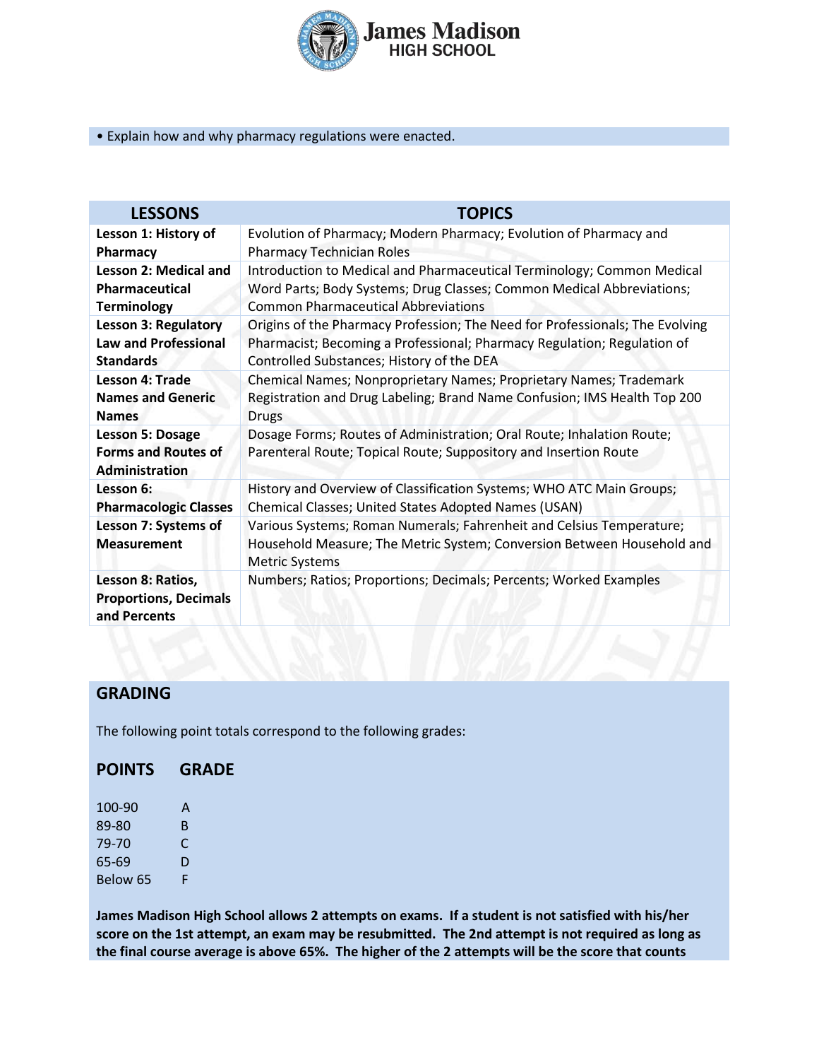• Explain how and why pharmacy regulations were enacted.

| LESSONS | TOPICS |
|---|---|
| **Lesson 1: History of Pharmacy** | Evolution of Pharmacy; Modern Pharmacy; Evolution of Pharmacy and Pharmacy Technician Roles |
| **Lesson 2: Medical and Pharmaceutical Terminology** | Introduction to Medical and Pharmaceutical Terminology; Common Medical Word Parts; Body Systems; Drug Classes; Common Medical Abbreviations; Common Pharmaceutical Abbreviations |
| **Lesson 3: Regulatory Law and Professional Standards** | Origins of the Pharmacy Profession; The Need for Professionals; The Evolving Pharmacist; Becoming a Professional; Pharmacy Regulation; Regulation of Controlled Substances; History of the DEA |
| **Lesson 4: Trade Names and Generic Names** | Chemical Names; Nonproprietary Names; Proprietary Names; Trademark Registration and Drug Labeling; Brand Name Confusion; IMS Health Top 200 Drugs |
| **Lesson 5: Dosage Forms and Routes of Administration** | Dosage Forms; Routes of Administration; Oral Route; Inhalation Route; Parenteral Route; Topical Route; Suppository and Insertion Route |
| **Lesson 6: Pharmacologic Classes** | History and Overview of Classification Systems; WHO ATC Main Groups; Chemical Classes; United States Adopted Names (USAN) |
| **Lesson 7: Systems of Measurement** | Various Systems; Roman Numerals; Fahrenheit and Celsius Temperature; Household Measure; The Metric System; Conversion Between Household and Metric Systems |
| **Lesson 8: Ratios, Proportions, Decimals and Percents** | Numbers; Ratios; Proportions; Decimals; Percents; Worked Examples |

## GRADING

The following point totals correspond to the following grades:

| POINTS | GRADE |
|---|---|
| 100-90 | A |
| 89-80 | B |
| 79-70 | C |
| 65-69 | D |
| Below 65 | F |

**James Madison High School allows 2 attempts on exams. If a student is not satisfied with his/her score on the 1st attempt, an exam may be resubmitted. The 2nd attempt is not required as long as the final course average is above 65%. The higher of the 2 attempts will be the score that counts**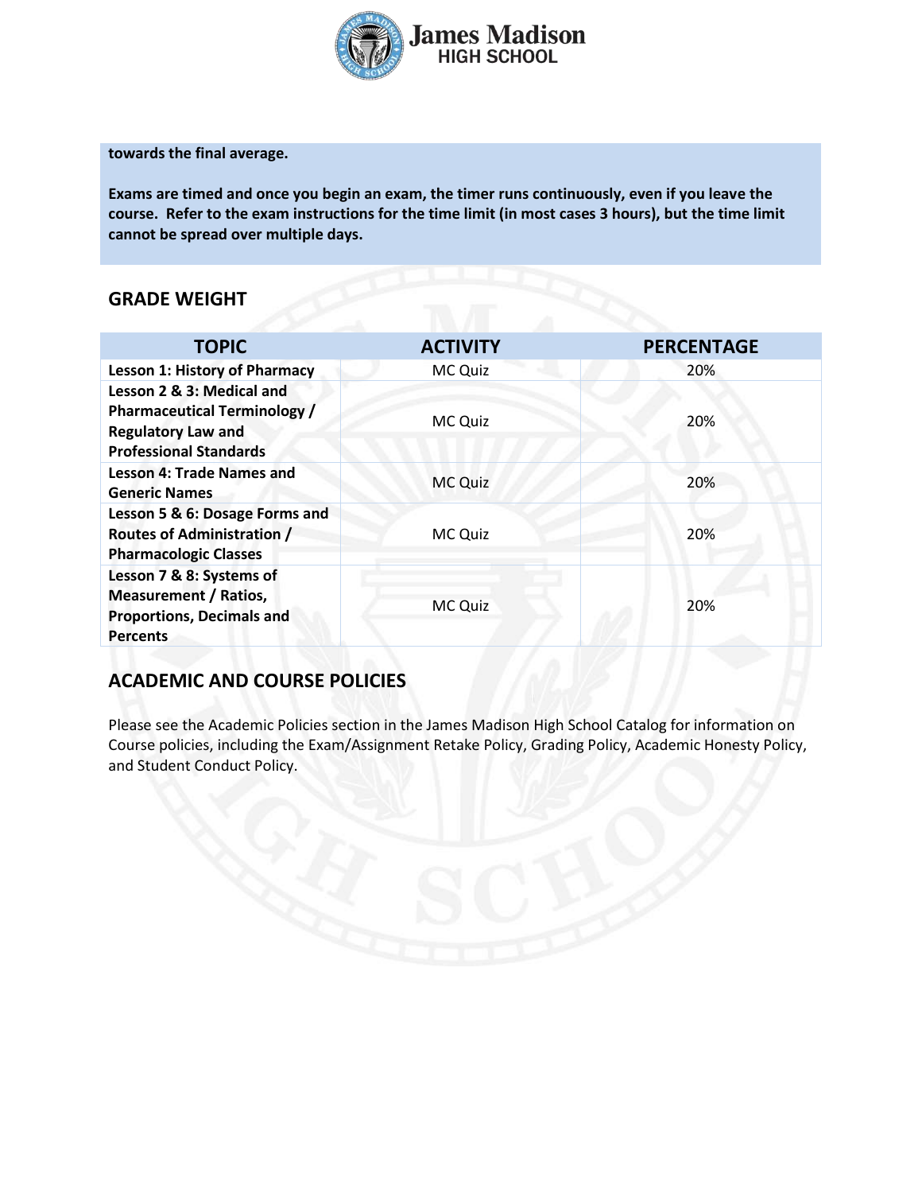**towards the final average.**

**Exams are timed and once you begin an exam, the timer runs continuously, even if you leave the course. Refer to the exam instructions for the time limit (in most cases 3 hours), but the time limit cannot be spread over multiple days.**

## GRADE WEIGHT

| TOPIC | ACTIVITY | PERCENTAGE |
|---|---|---|
| **Lesson 1: History of Pharmacy** | MC Quiz | 20% |
| **Lesson 2 & 3: Medical and Pharmaceutical Terminology / Regulatory Law and Professional Standards** | MC Quiz | 20% |
| **Lesson 4: Trade Names and Generic Names** | MC Quiz | 20% |
| **Lesson 5 & 6: Dosage Forms and Routes of Administration / Pharmacologic Classes** | MC Quiz | 20% |
| **Lesson 7 & 8: Systems of Measurement / Ratios, Proportions, Decimals and Percents** | MC Quiz | 20% |

## ACADEMIC AND COURSE POLICIES

Please see the Academic Policies section in the James Madison High School Catalog for information on Course policies, including the Exam/Assignment Retake Policy, Grading Policy, Academic Honesty Policy, and Student Conduct Policy.